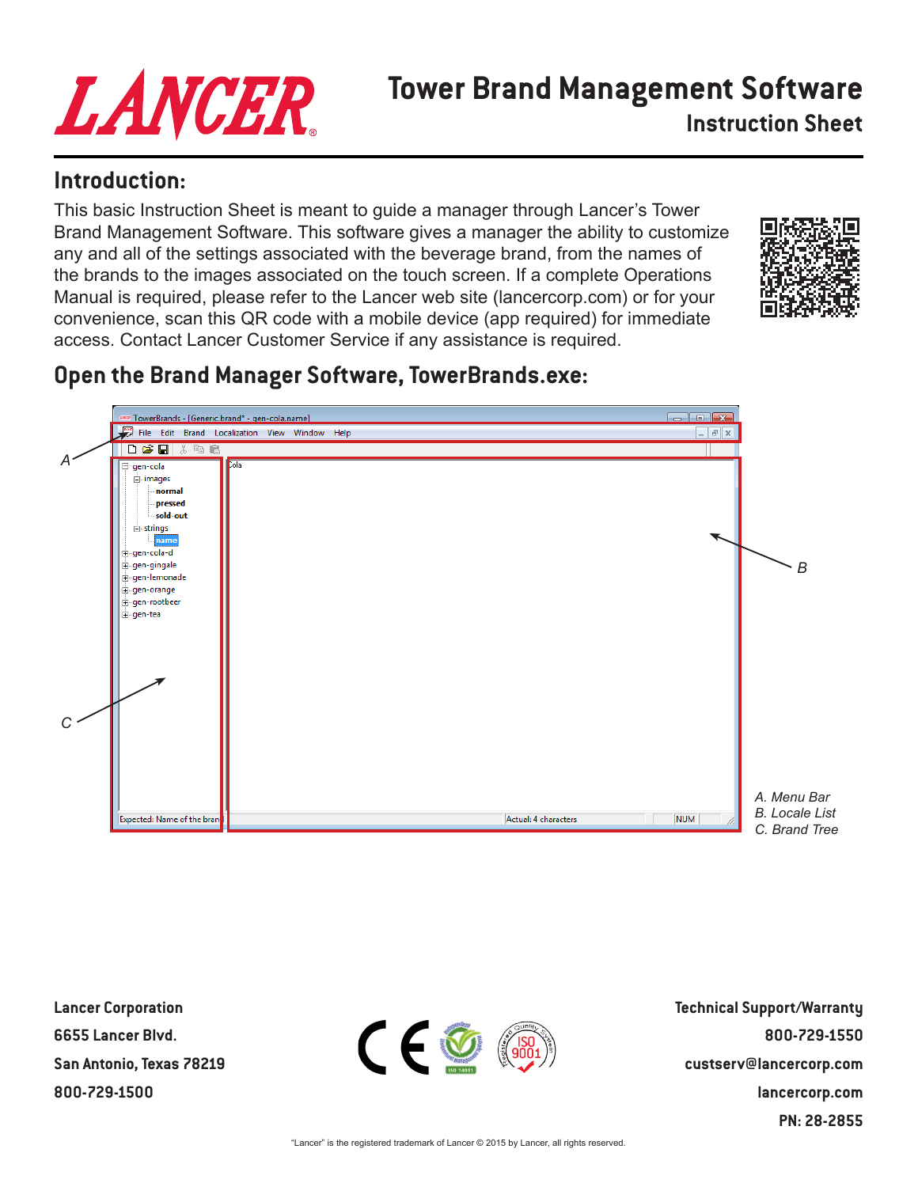# Tower Brand Management Software

## Instruction Sheet

## Introduction:

This basic Instruction Sheet is meant to guide a manager through Lancer's Tower Brand Management Software. This software gives a manager the ability to customize any and all of the settings associated with the beverage brand, from the names of the brands to the images associated on the touch screen. If a complete Operations Manual is required, please refer to the Lancer web site (lancercorp.com) or for your convenience, scan this QR code with a mobile device (app required) for immediate access. Contact Lancer Customer Service if any assistance is required.

## Open the Brand Manager Software, TowerBrands.exe:

A. Menu Bar
B. Locale List
C. Brand Tree

**Lancer Corporation**
**6655 Lancer Blvd.**
**San Antonio, Texas 78219**
**800-729-1500**

**Technical Support/Warranty**
**800-729-1550**
**custserv@lancercorp.com**
**lancercorp.com**
**PN: 28-2855**

"Lancer" is the registered trademark of Lancer © 2015 by Lancer, all rights reserved.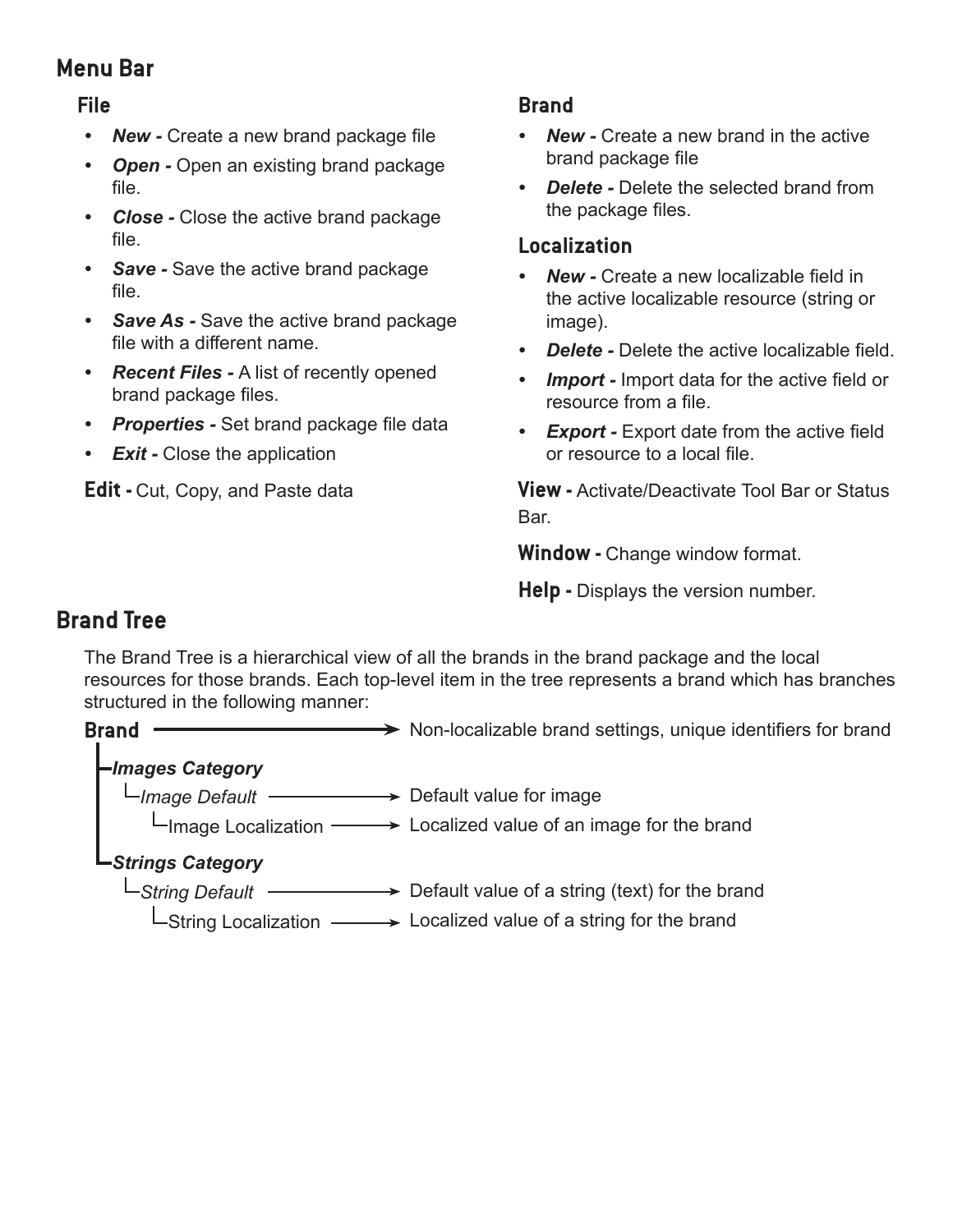## Menu Bar

### File

- ***New -*** Create a new brand package file
- ***Open -*** Open an existing brand package file.
- ***Close -*** Close the active brand package file.
- ***Save -*** Save the active brand package file.
- ***Save As -*** Save the active brand package file with a different name.
- ***Recent Files -*** A list of recently opened brand package files.
- ***Properties -*** Set brand package file data
- ***Exit -*** Close the application

**Edit -** Cut, Copy, and Paste data

### Brand

- ***New -*** Create a new brand in the active brand package file
- ***Delete -*** Delete the selected brand from the package files.

### Localization

- ***New -*** Create a new localizable field in the active localizable resource (string or image).
- ***Delete -*** Delete the active localizable field.
- ***Import -*** Import data for the active field or resource from a file.
- ***Export -*** Export date from the active field or resource to a local file.

**View -** Activate/Deactivate Tool Bar or Status Bar.

**Window -** Change window format.

**Help -** Displays the version number.

## Brand Tree

The Brand Tree is a hierarchical view of all the brands in the brand package and the local resources for those brands. Each top-level item in the tree represents a brand which has branches structured in the following manner:

```
Brand ──────────────────────────→ Non-localizable brand settings, unique identifiers for brand
├─Images Category
│   └─Image Default ─────────────→ Default value for image
│       └─Image Localization ────→ Localized value of an image for the brand
└─Strings Category
    └─String Default ────────────→ Default value of a string (text) for the brand
        └─String Localization ───→ Localized value of a string for the brand
```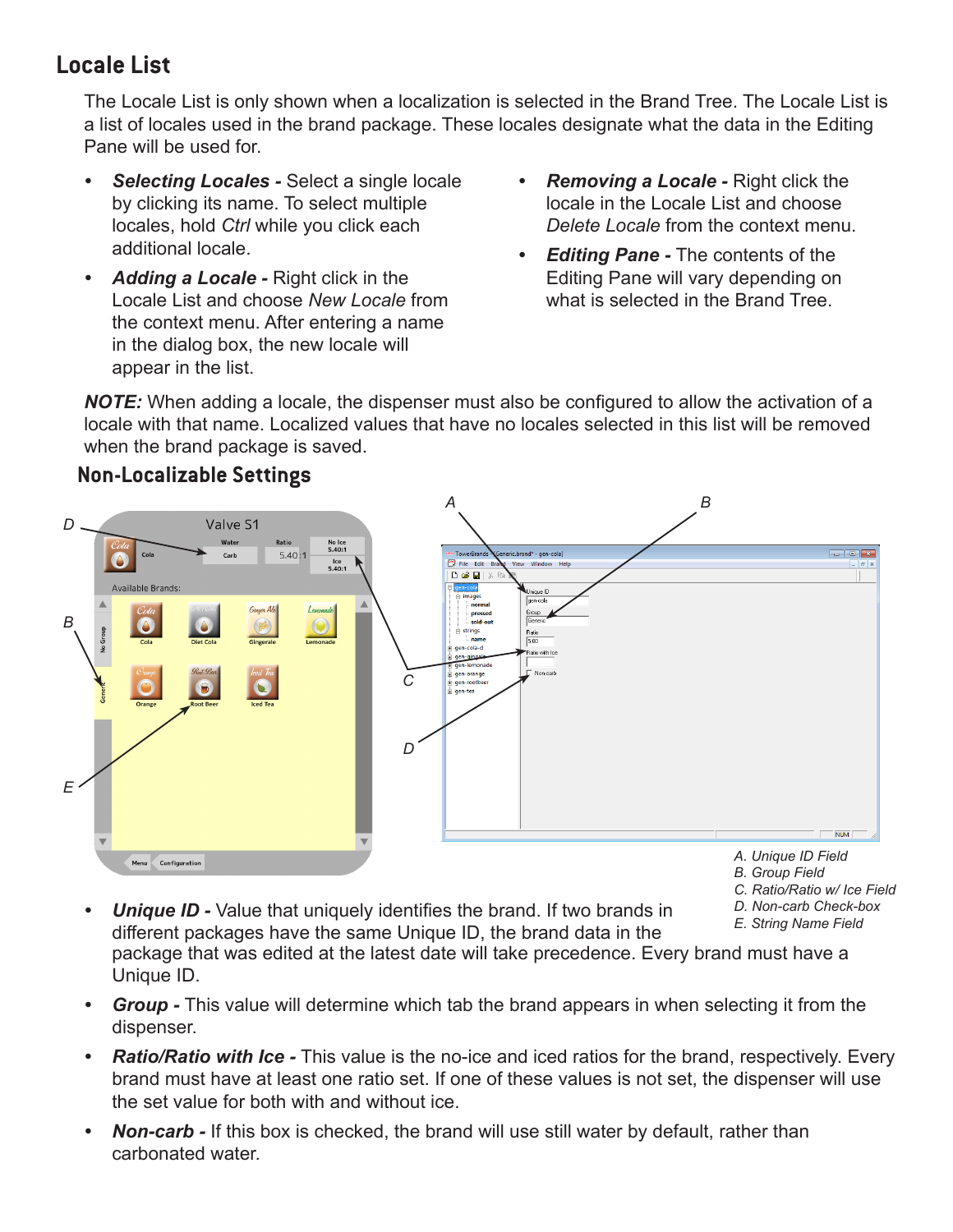## Locale List

The Locale List is only shown when a localization is selected in the Brand Tree. The Locale List is a list of locales used in the brand package. These locales designate what the data in the Editing Pane will be used for.

- ***Selecting Locales -*** Select a single locale by clicking its name. To select multiple locales, hold *Ctrl* while you click each additional locale.
- ***Adding a Locale -*** Right click in the Locale List and choose *New Locale* from the context menu. After entering a name in the dialog box, the new locale will appear in the list.
- ***Removing a Locale -*** Right click the locale in the Locale List and choose *Delete Locale* from the context menu.
- ***Editing Pane -*** The contents of the Editing Pane will vary depending on what is selected in the Brand Tree.

***NOTE:*** When adding a locale, the dispenser must also be configured to allow the activation of a locale with that name. Localized values that have no locales selected in this list will be removed when the brand package is saved.

### Non-Localizable Settings

*A. Unique ID Field*
*B. Group Field*
*C. Ratio/Ratio w/ Ice Field*
*D. Non-carb Check-box*
*E. String Name Field*

- ***Unique ID -*** Value that uniquely identifies the brand. If two brands in different packages have the same Unique ID, the brand data in the package that was edited at the latest date will take precedence. Every brand must have a Unique ID.
- ***Group -*** This value will determine which tab the brand appears in when selecting it from the dispenser.
- ***Ratio/Ratio with Ice -*** This value is the no-ice and iced ratios for the brand, respectively. Every brand must have at least one ratio set. If one of these values is not set, the dispenser will use the set value for both with and without ice.
- ***Non-carb -*** If this box is checked, the brand will use still water by default, rather than carbonated water.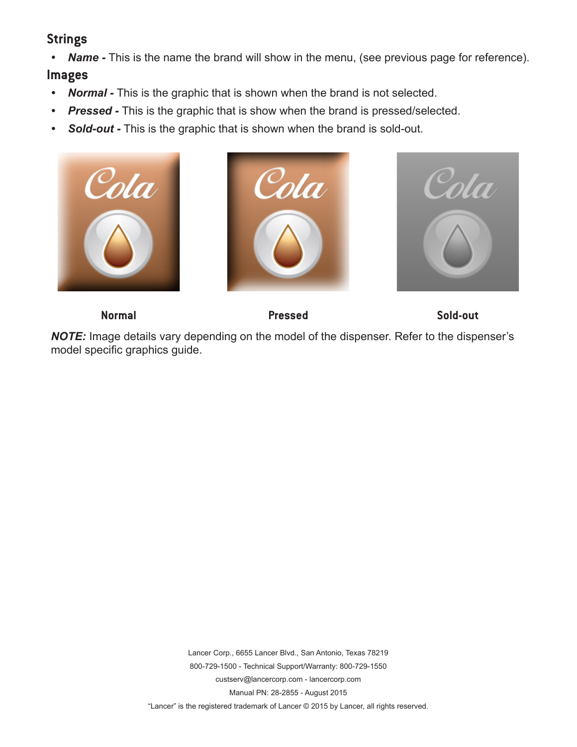## Strings

- ***Name -*** This is the name the brand will show in the menu, (see previous page for reference).

## Images

- ***Normal -*** This is the graphic that is shown when the brand is not selected.
- ***Pressed -*** This is the graphic that is show when the brand is pressed/selected.
- ***Sold-out -*** This is the graphic that is shown when the brand is sold-out.

**Normal** **Pressed** **Sold-out**

***NOTE:*** Image details vary depending on the model of the dispenser. Refer to the dispenser's model specific graphics guide.

Lancer Corp., 6655 Lancer Blvd., San Antonio, Texas 78219
800-729-1500 - Technical Support/Warranty: 800-729-1550
custserv@lancercorp.com - lancercorp.com
Manual PN: 28-2855 - August 2015
"Lancer" is the registered trademark of Lancer © 2015 by Lancer, all rights reserved.